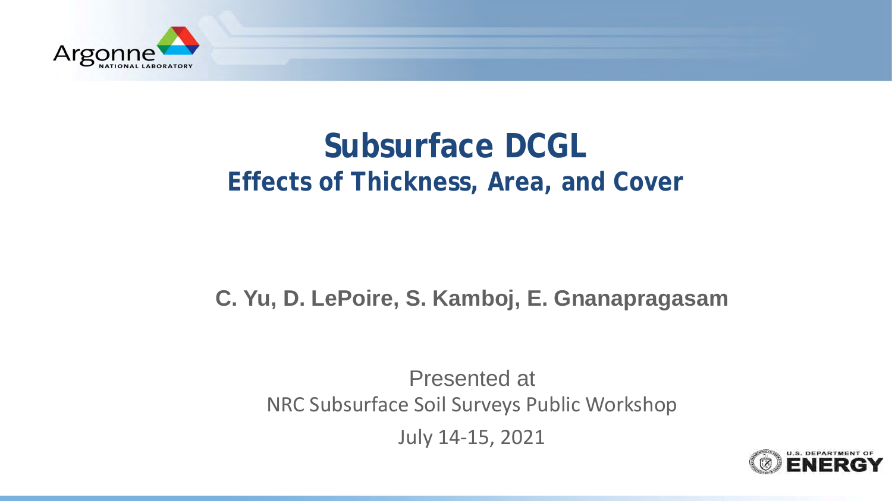# Subsurface DCGL

## Effects of Thickness, Area, and Cover

**C. Yu, D. LePoire, S. Kamboj, E. Gnanapragasam**

Presented at

NRC Subsurface Soil Surveys Public Workshop

July 14-15, 2021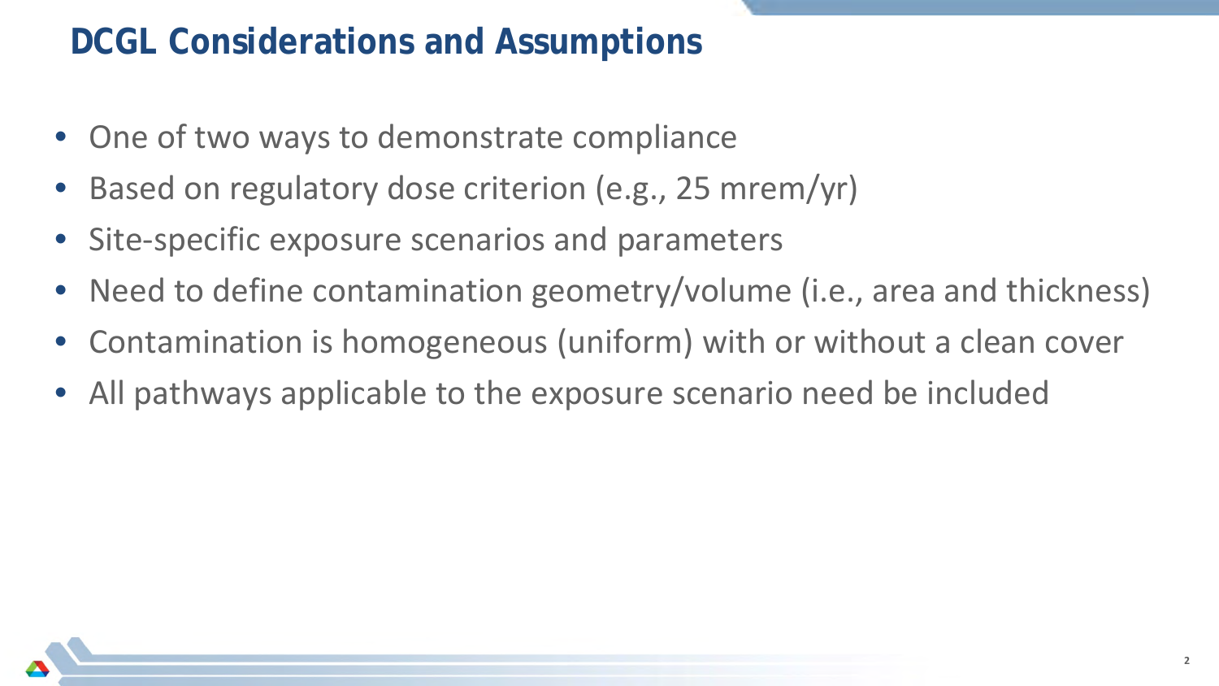# DCGL Considerations and Assumptions

- One of two ways to demonstrate compliance
- Based on regulatory dose criterion (e.g., 25 mrem/yr)
- Site-specific exposure scenarios and parameters
- Need to define contamination geometry/volume (i.e., area and thickness)
- Contamination is homogeneous (uniform) with or without a clean cover
- All pathways applicable to the exposure scenario need be included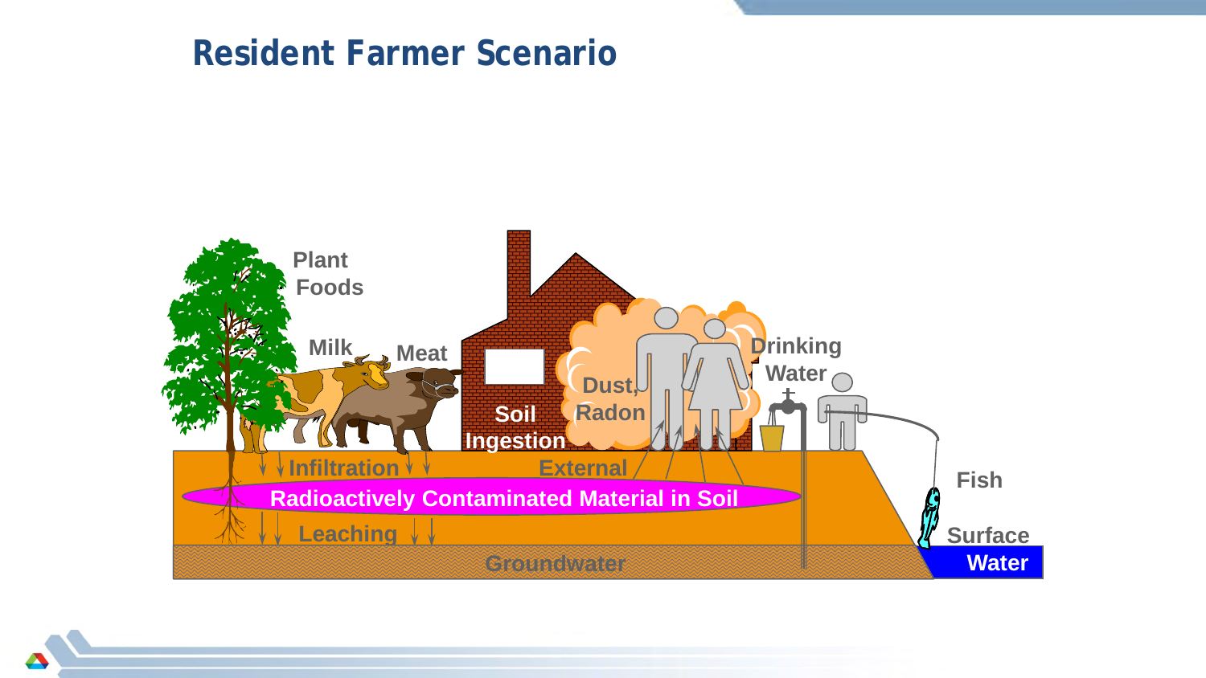# Resident Farmer Scenario

Plant Foods

Milk

Meat

Soil Ingestion

Dust, Radon

Drinking Water

Fish

Infiltration

External

Radioactively Contaminated Material in Soil

Leaching

Groundwater

Surface Water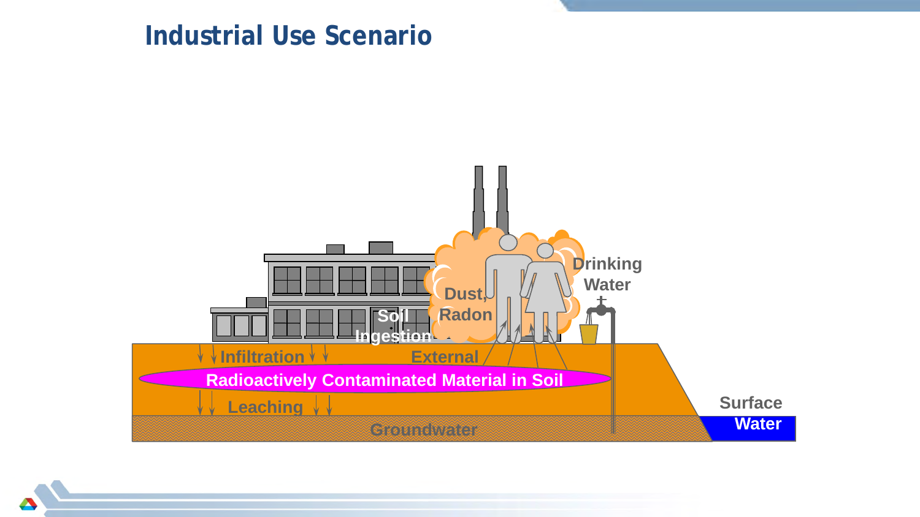# Industrial Use Scenario

Drinking Water

Dust, Radon

Soil Ingestion

Infiltration

External

Radioactively Contaminated Material in Soil

Leaching

Groundwater

Surface Water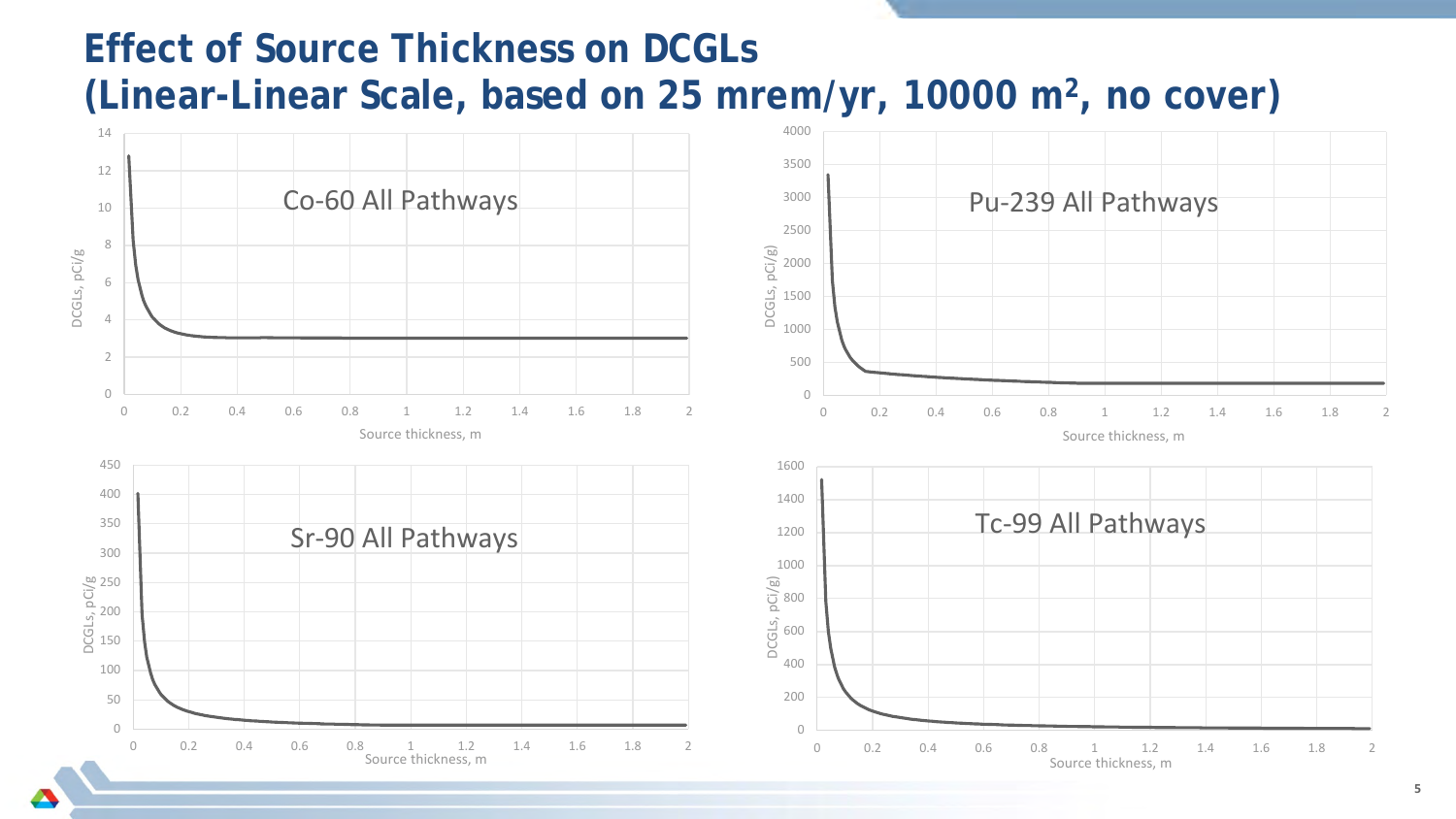# Effect of Source Thickness on DCGLs (Linear-Linear Scale, based on 25 mrem/yr, 10000 m$^2$, no cover)

Co-60 All Pathways

Pu-239 All Pathways

Sr-90 All Pathways

Tc-99 All Pathways

DCGLs, pCi/g

Source thickness, m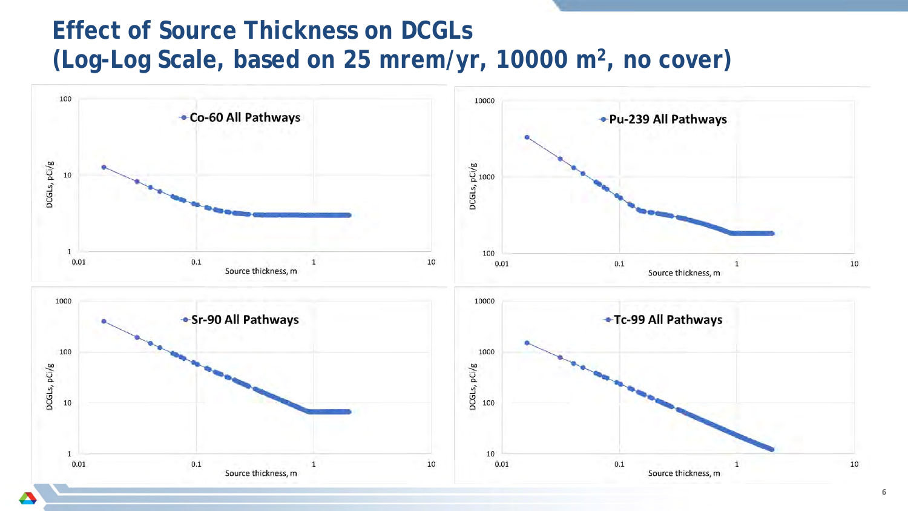# Effect of Source Thickness on DCGLs (Log-Log Scale, based on 25 mrem/yr, 10000 m², no cover)

Co-60 All Pathways

DCGLs, pCi/g

Source thickness, m

Pu-239 All Pathways

DCGLs, pCi/g

Source thickness, m

Sr-90 All Pathways

DCGLs, pCi/g

Source thickness, m

Tc-99 All Pathways

DCGLs, pCi/g

Source thickness, m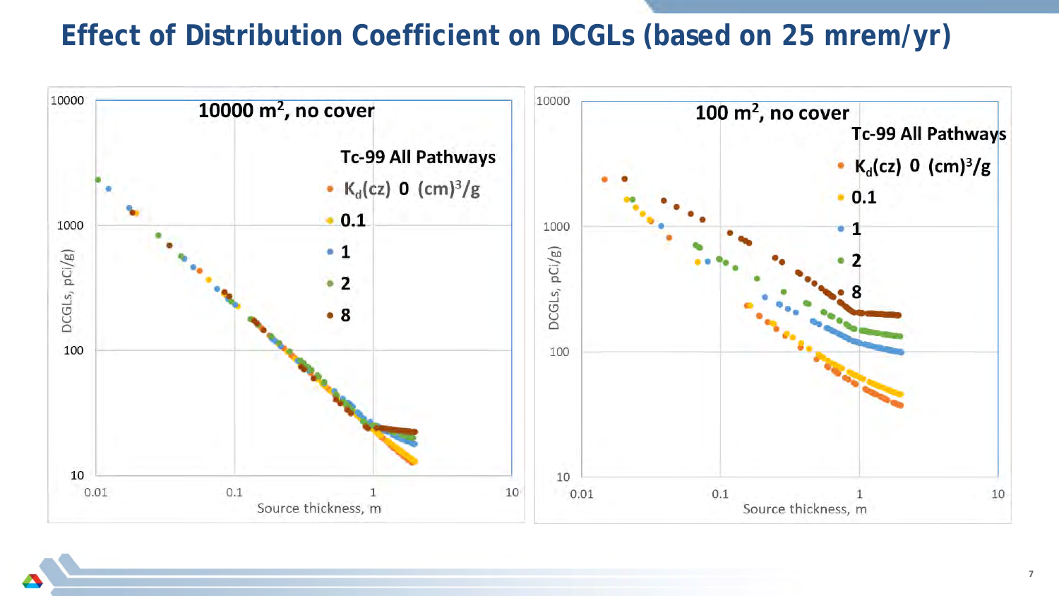# Effect of Distribution Coefficient on DCGLs (based on 25 mrem/yr)

**10000 $m^2$, no cover**

Tc-99 All Pathways

- $K_d$(cz) 0 $(cm)^3/g$
- 0.1
- 1
- 2
- 8

DCGLs, pCi/g (10 – 10000) vs. Source thickness, m (0.01 – 10)

**100 $m^2$, no cover**

Tc-99 All Pathways

- $K_d$(cz) 0 $(cm)^3/g$
- 0.1
- 1
- 2
- 8

DCGLs, pCi/g (10 – 10000) vs. Source thickness, m (0.01 – 10)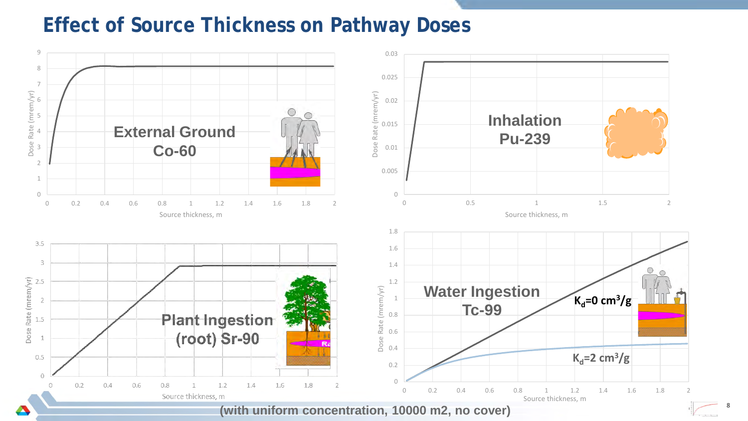# Effect of Source Thickness on Pathway Doses

**External Ground Co-60**

Dose Rate (mrem/yr) vs. Source thickness, m

**Inhalation Pu-239**

Dose Rate (mrem/yr) vs. Source thickness, m

**Plant Ingestion (root) Sr-90**

Dose Rate (mrem/yr) vs. Source thickness, m

**Water Ingestion Tc-99**

$K_d$=0 $cm^3/g$

$K_d$=2 $cm^3/g$

Dose Rate (mrem/yr) vs. Source thickness, m

**(with uniform concentration, 10000 m2, no cover)**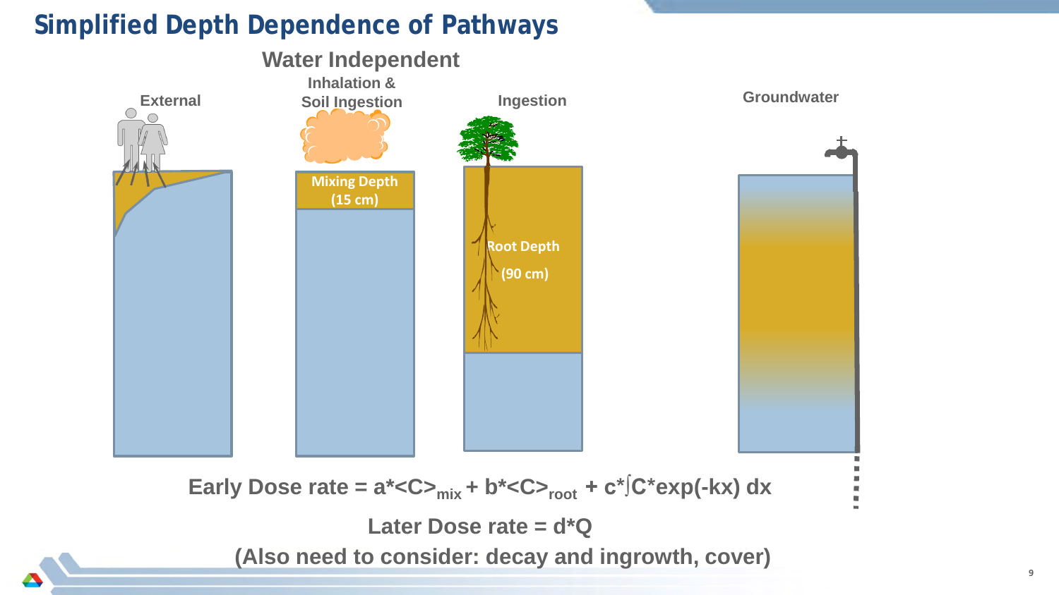# Simplified Depth Dependence of Pathways

**Water Independent**

| External | Inhalation & Soil Ingestion | Ingestion | Groundwater |
| --- | --- | --- | --- |
| | Mixing Depth (15 cm) | Root Depth (90 cm) | |

**Early Dose rate = $a*\langle C \rangle_{mix} + b*\langle C \rangle_{root} + c*\int C*\exp(-kx)\,dx$**

**Later Dose rate = $d*Q$**

**(Also need to consider: decay and ingrowth, cover)**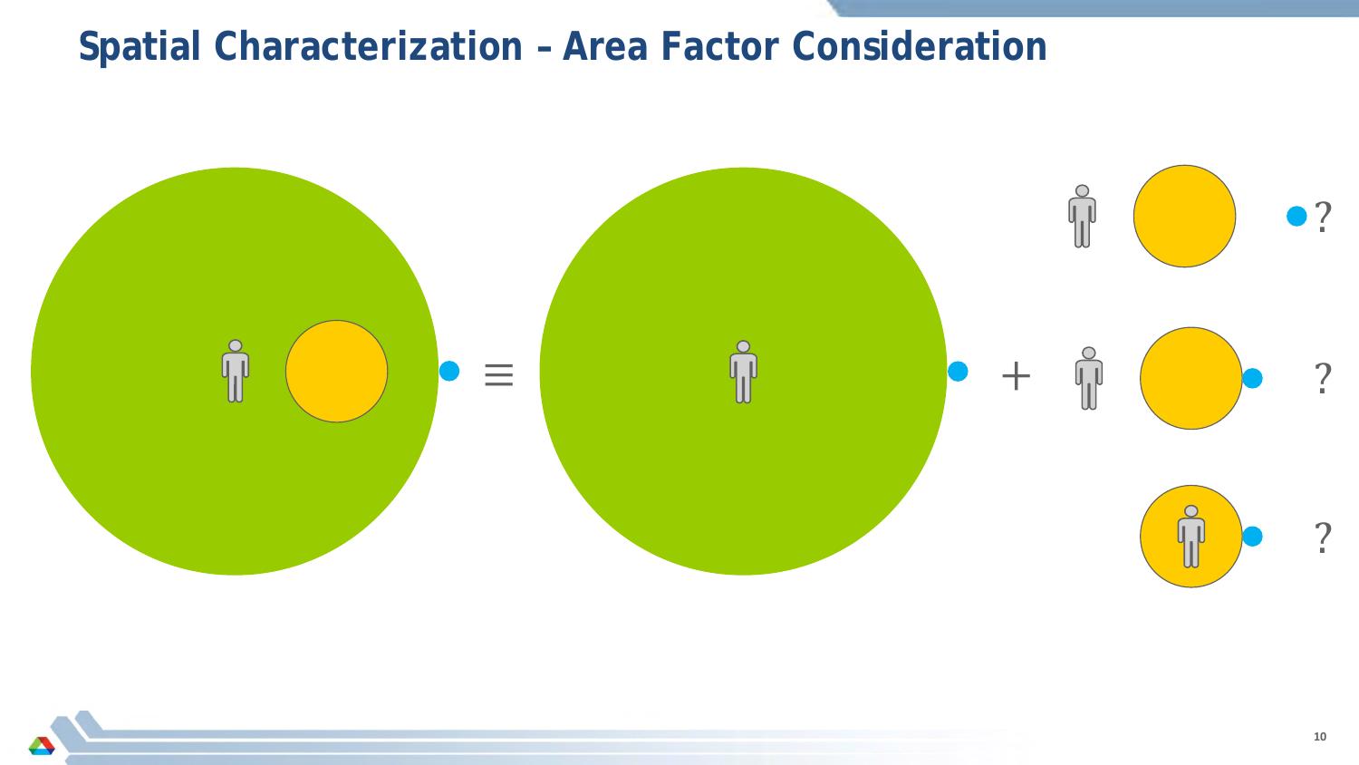# Spatial Characterization – Area Factor Consideration

≡ + ? ? ?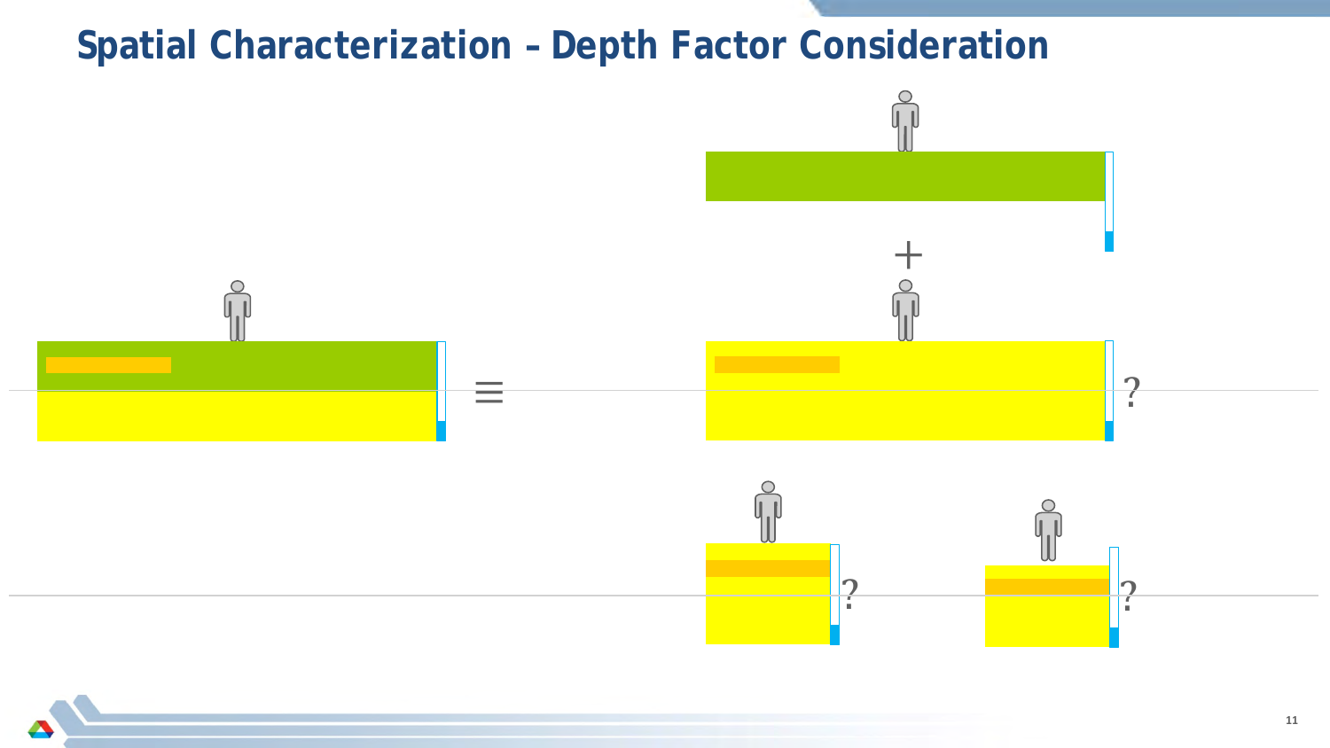# Spatial Characterization – Depth Factor Consideration

≡

+

?

?

?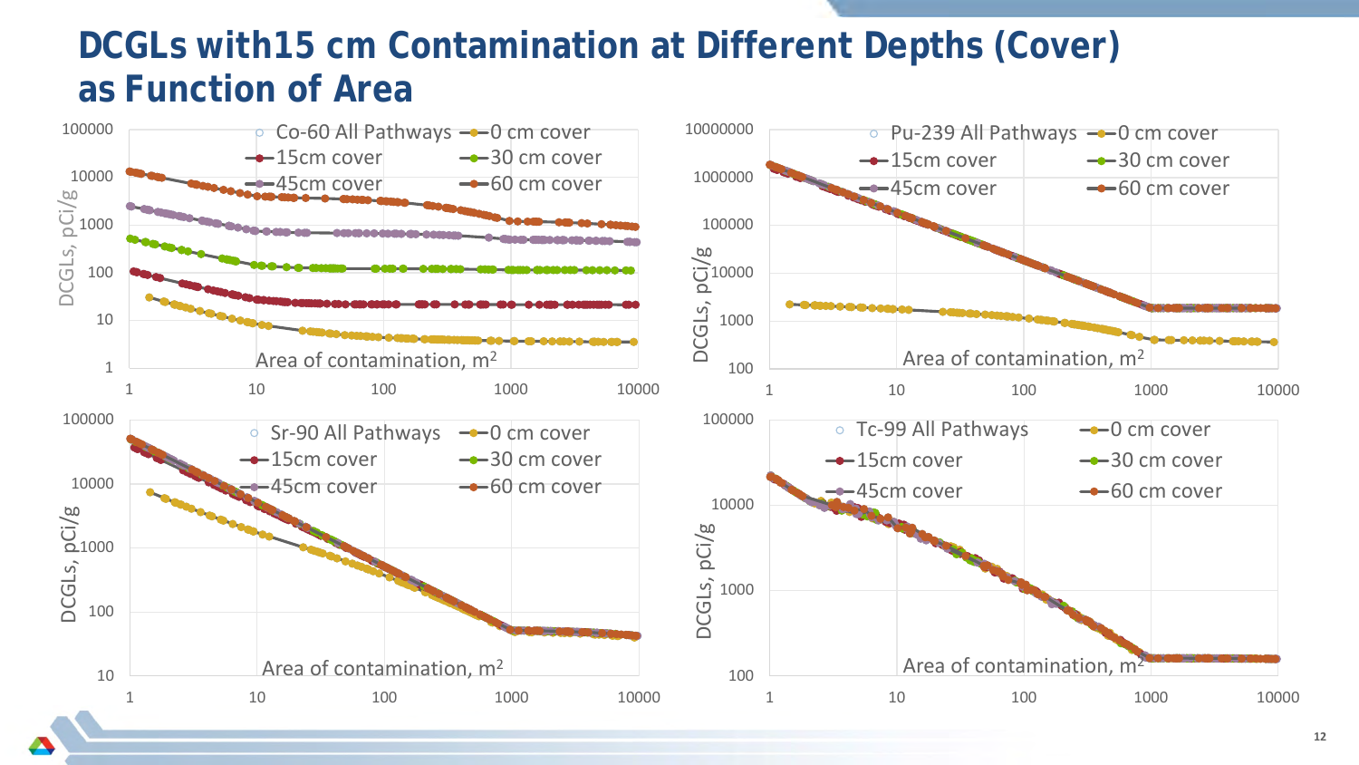# DCGLs with15 cm Contamination at Different Depths (Cover) as Function of Area

Co-60 All Pathways
0 cm cover
15cm cover
30 cm cover
45cm cover
60 cm cover
DCGLs, pCi/g
Area of contamination, m²
100000
10000
1000
100
10
1
1
10
100
1000
10000

Pu-239 All Pathways
0 cm cover
15cm cover
30 cm cover
45cm cover
60 cm cover
DCGLs, pCi/g
Area of contamination, m²
10000000
1000000
100000
10000
1000
100
1
10
100
1000
10000

Sr-90 All Pathways
0 cm cover
15cm cover
30 cm cover
45cm cover
60 cm cover
DCGLs, pCi/g
Area of contamination, m²
100000
10000
1000
100
10
1
10
100
1000
10000

Tc-99 All Pathways
0 cm cover
15cm cover
30 cm cover
45cm cover
60 cm cover
DCGLs, pCi/g
Area of contamination, m²
100000
10000
1000
100
1
10
100
1000
10000